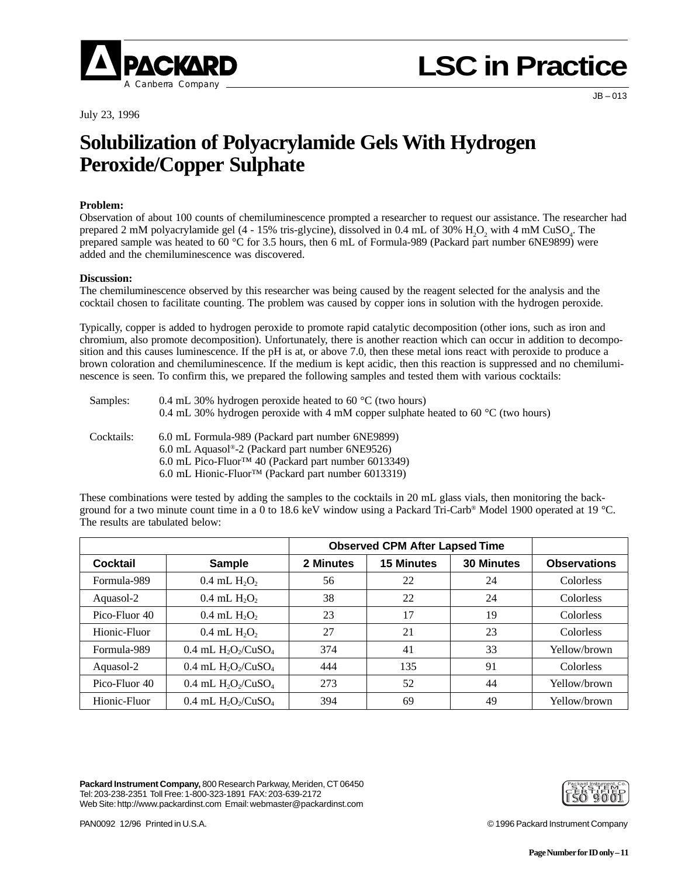**PACKARD**
A Canberra Company

# LSC in Practice

JB – 013

July 23, 1996

## Solubilization of Polyacrylamide Gels With Hydrogen Peroxide/Copper Sulphate

**Problem:**
Observation of about 100 counts of chemiluminescence prompted a researcher to request our assistance. The researcher had prepared 2 mM polyacrylamide gel (4 - 15% tris-glycine), dissolved in 0.4 mL of 30% $H_2O_2$ with 4 mM $CuSO_4$. The prepared sample was heated to 60 °C for 3.5 hours, then 6 mL of Formula-989 (Packard part number 6NE9899) were added and the chemiluminescence was discovered.

**Discussion:**
The chemiluminescence observed by this researcher was being caused by the reagent selected for the analysis and the cocktail chosen to facilitate counting. The problem was caused by copper ions in solution with the hydrogen peroxide.

Typically, copper is added to hydrogen peroxide to promote rapid catalytic decomposition (other ions, such as iron and chromium, also promote decomposition). Unfortunately, there is another reaction which can occur in addition to decomposition and this causes luminescence. If the pH is at, or above 7.0, then these metal ions react with peroxide to produce a brown coloration and chemiluminescence. If the medium is kept acidic, then this reaction is suppressed and no chemiluminescence is seen. To confirm this, we prepared the following samples and tested them with various cocktails:

Samples:
- 0.4 mL 30% hydrogen peroxide heated to 60 °C (two hours)
- 0.4 mL 30% hydrogen peroxide with 4 mM copper sulphate heated to 60 °C (two hours)

Cocktails:
- 6.0 mL Formula-989 (Packard part number 6NE9899)
- 6.0 mL Aquasol®-2 (Packard part number 6NE9526)
- 6.0 mL Pico-Fluor™ 40 (Packard part number 6013349)
- 6.0 mL Hionic-Fluor™ (Packard part number 6013319)

These combinations were tested by adding the samples to the cocktails in 20 mL glass vials, then monitoring the background for a two minute count time in a 0 to 18.6 keV window using a Packard Tri-Carb® Model 1900 operated at 19 °C. The results are tabulated below:

| | | Observed CPM After Lapsed Time | | | |
|---|---|---|---|---|---|
| **Cocktail** | **Sample** | **2 Minutes** | **15 Minutes** | **30 Minutes** | **Observations** |
| Formula-989 | 0.4 mL $H_2O_2$ | 56 | 22 | 24 | Colorless |
| Aquasol-2 | 0.4 mL $H_2O_2$ | 38 | 22 | 24 | Colorless |
| Pico-Fluor 40 | 0.4 mL $H_2O_2$ | 23 | 17 | 19 | Colorless |
| Hionic-Fluor | 0.4 mL $H_2O_2$ | 27 | 21 | 23 | Colorless |
| Formula-989 | 0.4 mL $H_2O_2/CuSO_4$ | 374 | 41 | 33 | Yellow/brown |
| Aquasol-2 | 0.4 mL $H_2O_2/CuSO_4$ | 444 | 135 | 91 | Colorless |
| Pico-Fluor 40 | 0.4 mL $H_2O_2/CuSO_4$ | 273 | 52 | 44 | Yellow/brown |
| Hionic-Fluor | 0.4 mL $H_2O_2/CuSO_4$ | 394 | 69 | 49 | Yellow/brown |

**Packard Instrument Company,** 800 Research Parkway, Meriden, CT 06450
Tel: 203-238-2351 Toll Free: 1-800-323-1891 FAX: 203-639-2172
Web Site: http://www.packardinst.com Email: webmaster@packardinst.com

PAN0092 12/96 Printed in U.S.A.

© 1996 Packard Instrument Company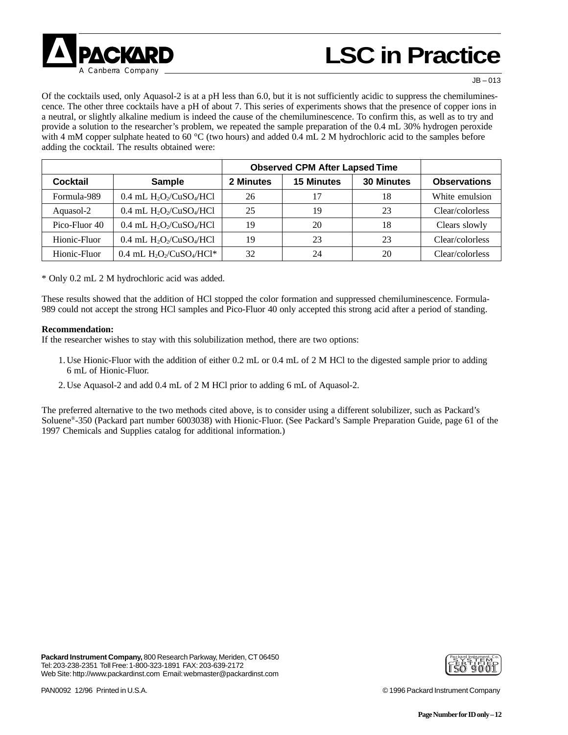Of the cocktails used, only Aquasol-2 is at a pH less than 6.0, but it is not sufficiently acidic to suppress the chemiluminescence. The other three cocktails have a pH of about 7. This series of experiments shows that the presence of copper ions in a neutral, or slightly alkaline medium is indeed the cause of the chemiluminescence. To confirm this, as well as to try and provide a solution to the researcher's problem, we repeated the sample preparation of the 0.4 mL 30% hydrogen peroxide with 4 mM copper sulphate heated to 60 °C (two hours) and added 0.4 mL 2 M hydrochloric acid to the samples before adding the cocktail. The results obtained were:

| | | Observed CPM After Lapsed Time | | | |
|---|---|---|---|---|---|
| **Cocktail** | **Sample** | **2 Minutes** | **15 Minutes** | **30 Minutes** | **Observations** |
| Formula-989 | 0.4 mL $H_2O_2/CuSO_4/HCl$ | 26 | 17 | 18 | White emulsion |
| Aquasol-2 | 0.4 mL $H_2O_2/CuSO_4/HCl$ | 25 | 19 | 23 | Clear/colorless |
| Pico-Fluor 40 | 0.4 mL $H_2O_2/CuSO_4/HCl$ | 19 | 20 | 18 | Clears slowly |
| Hionic-Fluor | 0.4 mL $H_2O_2/CuSO_4/HCl$ | 19 | 23 | 23 | Clear/colorless |
| Hionic-Fluor | 0.4 mL $H_2O_2/CuSO_4/HCl$* | 32 | 24 | 20 | Clear/colorless |

* Only 0.2 mL 2 M hydrochloric acid was added.

These results showed that the addition of HCl stopped the color formation and suppressed chemiluminescence. Formula-989 could not accept the strong HCl samples and Pico-Fluor 40 only accepted this strong acid after a period of standing.

**Recommendation:**
If the researcher wishes to stay with this solubilization method, there are two options:

1. Use Hionic-Fluor with the addition of either 0.2 mL or 0.4 mL of 2 M HCl to the digested sample prior to adding 6 mL of Hionic-Fluor.
2. Use Aquasol-2 and add 0.4 mL of 2 M HCl prior to adding 6 mL of Aquasol-2.

The preferred alternative to the two methods cited above, is to consider using a different solubilizer, such as Packard's Soluene®-350 (Packard part number 6003038) with Hionic-Fluor. (See Packard's Sample Preparation Guide, page 61 of the 1997 Chemicals and Supplies catalog for additional information.)

**Packard Instrument Company,** 800 Research Parkway, Meriden, CT 06450
Tel: 203-238-2351 Toll Free: 1-800-323-1891 FAX: 203-639-2172
Web Site: http://www.packardinst.com Email: webmaster@packardinst.com

PAN0092 12/96 Printed in U.S.A.

© 1996 Packard Instrument Company